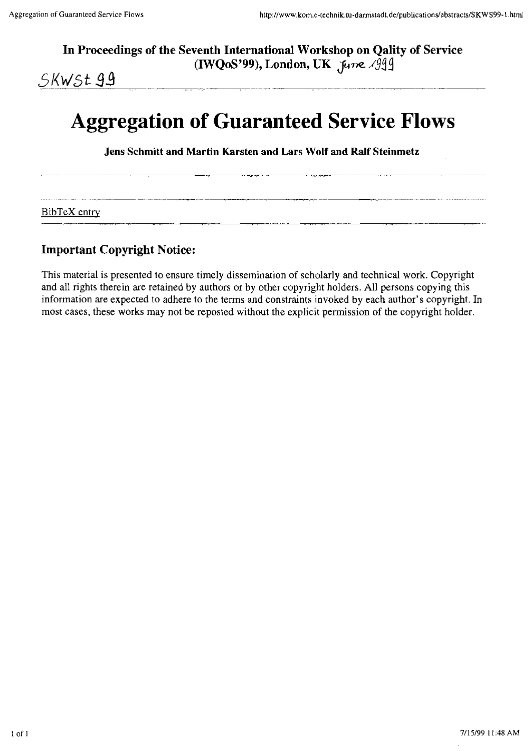**In Proceedings of the Seventh International Workshop on Qality of Service (IWQoS'99), London, UK** June 1999

SKWSt 99

# Aggregation of Guaranteed Service Flows

**Jens Schmitt and Martin Karsten and Lars Wolf and Ralf Steinmetz**

BibTeX entry

## Important Copyright Notice:

This material is presented to ensure timely dissemination of scholarly and technical work. Copyright and all rights therein are retained by authors or by other copyright holders. All persons copying this information are expected to adhere to the terms and constraints invoked by each author's copyright. In most cases, these works may not be reposted without the explicit permission of the copyright holder.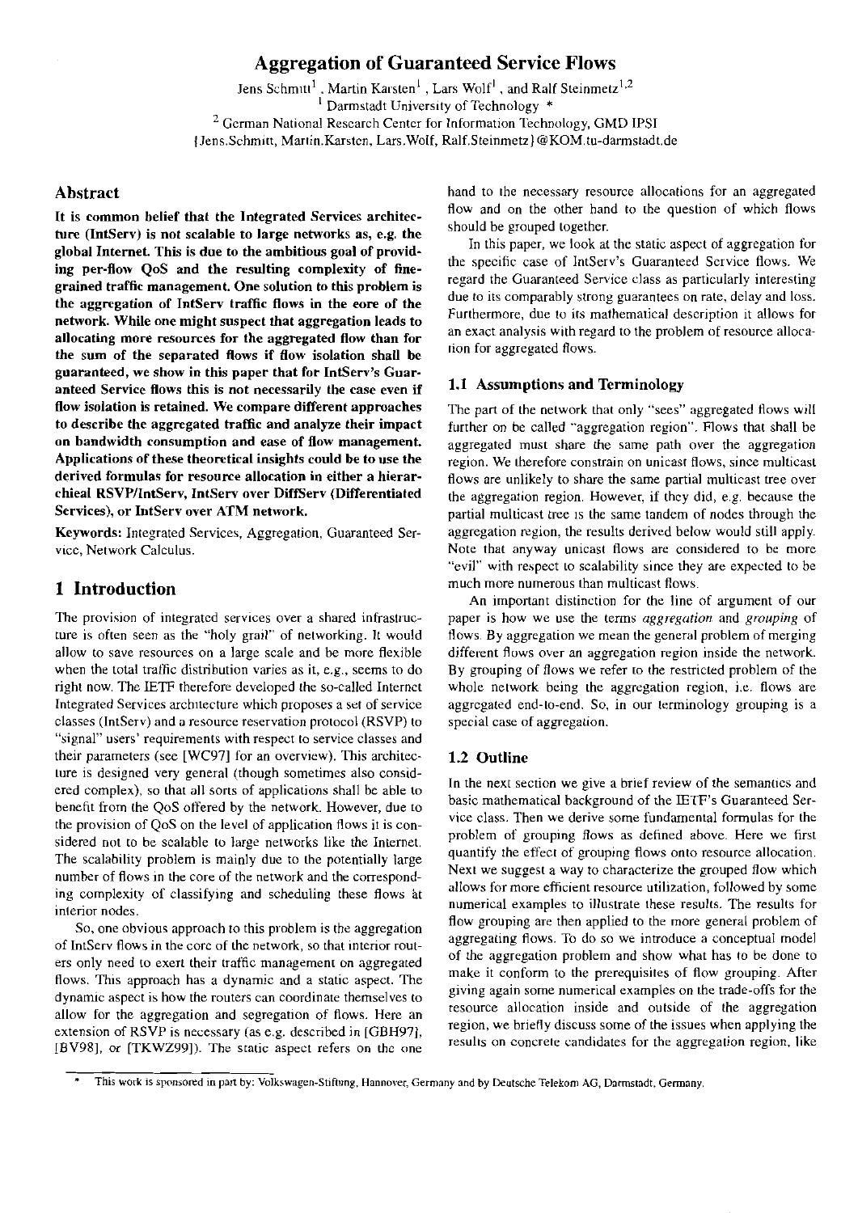# Aggregation of Guaranteed Service Flows

Jens Schmitt[1], Martin Karsten[1], Lars Wolf[1], and Ralf Steinmetz[1,2]

[1] Darmstadt University of Technology *

[2] German National Research Center for Information Technology, GMD IPSI

{Jens.Schmitt, Martin.Karsten, Lars.Wolf, Ralf.Steinmetz}@KOM.tu-darmstadt.de

## Abstract

**It is common belief that the Integrated Services architecture (IntServ) is not scalable to large networks as, e.g. the global Internet. This is due to the ambitious goal of providing per-flow QoS and the resulting complexity of fine-grained traffic management. One solution to this problem is the aggregation of IntServ traffic flows in the core of the network. While one might suspect that aggregation leads to allocating more resources for the aggregated flow than for the sum of the separated flows if flow isolation shall be guaranteed, we show in this paper that for IntServ's Guaranteed Service flows this is not necessarily the case even if flow isolation is retained. We compare different approaches to describe the aggregated traffic and analyze their impact on bandwidth consumption and ease of flow management. Applications of these theoretical insights could be to use the derived formulas for resource allocation in either a hierarchical RSVP/IntServ, IntServ over DiffServ (Differentiated Services), or IntServ over ATM network.**

**Keywords:** Integrated Services, Aggregation, Guaranteed Service, Network Calculus.

# 1 Introduction

The provision of integrated services over a shared infrastructure is often seen as the "holy grail" of networking. It would allow to save resources on a large scale and be more flexible when the total traffic distribution varies as it, e.g., seems to do right now. The IETF therefore developed the so-called Internet Integrated Services architecture which proposes a set of service classes (IntServ) and a resource reservation protocol (RSVP) to "signal" users' requirements with respect to service classes and their parameters (see [WC97] for an overview). This architecture is designed very general (though sometimes also considered complex), so that all sorts of applications shall be able to benefit from the QoS offered by the network. However, due to the provision of QoS on the level of application flows it is considered not to be scalable to large networks like the Internet. The scalability problem is mainly due to the potentially large number of flows in the core of the network and the corresponding complexity of classifying and scheduling these flows at interior nodes.

So, one obvious approach to this problem is the aggregation of IntServ flows in the core of the network, so that interior routers only need to exert their traffic management on aggregated flows. This approach has a dynamic and a static aspect. The dynamic aspect is how the routers can coordinate themselves to allow for the aggregation and segregation of flows. Here an extension of RSVP is necessary (as e.g. described in [GBH97], [BV98], or [TKWZ99]). The static aspect refers on the one hand to the necessary resource allocations for an aggregated flow and on the other hand to the question of which flows should be grouped together.

In this paper, we look at the static aspect of aggregation for the specific case of IntServ's Guaranteed Service flows. We regard the Guaranteed Service class as particularly interesting due to its comparably strong guarantees on rate, delay and loss. Furthermore, due to its mathematical description it allows for an exact analysis with regard to the problem of resource allocation for aggregated flows.

## 1.1 Assumptions and Terminology

The part of the network that only "sees" aggregated flows will further on be called "aggregation region". Flows that shall be aggregated must share the same path over the aggregation region. We therefore constrain on unicast flows, since multicast flows are unlikely to share the same partial multicast tree over the aggregation region. However, if they did, e.g. because the partial multicast tree is the same tandem of nodes through the aggregation region, the results derived below would still apply. Note that anyway unicast flows are considered to be more "evil" with respect to scalability since they are expected to be much more numerous than multicast flows.

An important distinction for the line of argument of our paper is how we use the terms *aggregation* and *grouping* of flows. By aggregation we mean the general problem of merging different flows over an aggregation region inside the network. By grouping of flows we refer to the restricted problem of the whole network being the aggregation region, i.e. flows are aggregated end-to-end. So, in our terminology grouping is a special case of aggregation.

## 1.2 Outline

In the next section we give a brief review of the semantics and basic mathematical background of the IETF's Guaranteed Service class. Then we derive some fundamental formulas for the problem of grouping flows as defined above. Here we first quantify the effect of grouping flows onto resource allocation. Next we suggest a way to characterize the grouped flow which allows for more efficient resource utilization, followed by some numerical examples to illustrate these results. The results for flow grouping are then applied to the more general problem of aggregating flows. To do so we introduce a conceptual model of the aggregation problem and show what has to be done to make it conform to the prerequisites of flow grouping. After giving again some numerical examples on the trade-offs for the resource allocation inside and outside of the aggregation region, we briefly discuss some of the issues when applying the results on concrete candidates for the aggregation region, like

* This work is sponsored in part by: Volkswagen-Stiftung, Hannover, Germany and by Deutsche Telekom AG, Darmstadt, Germany.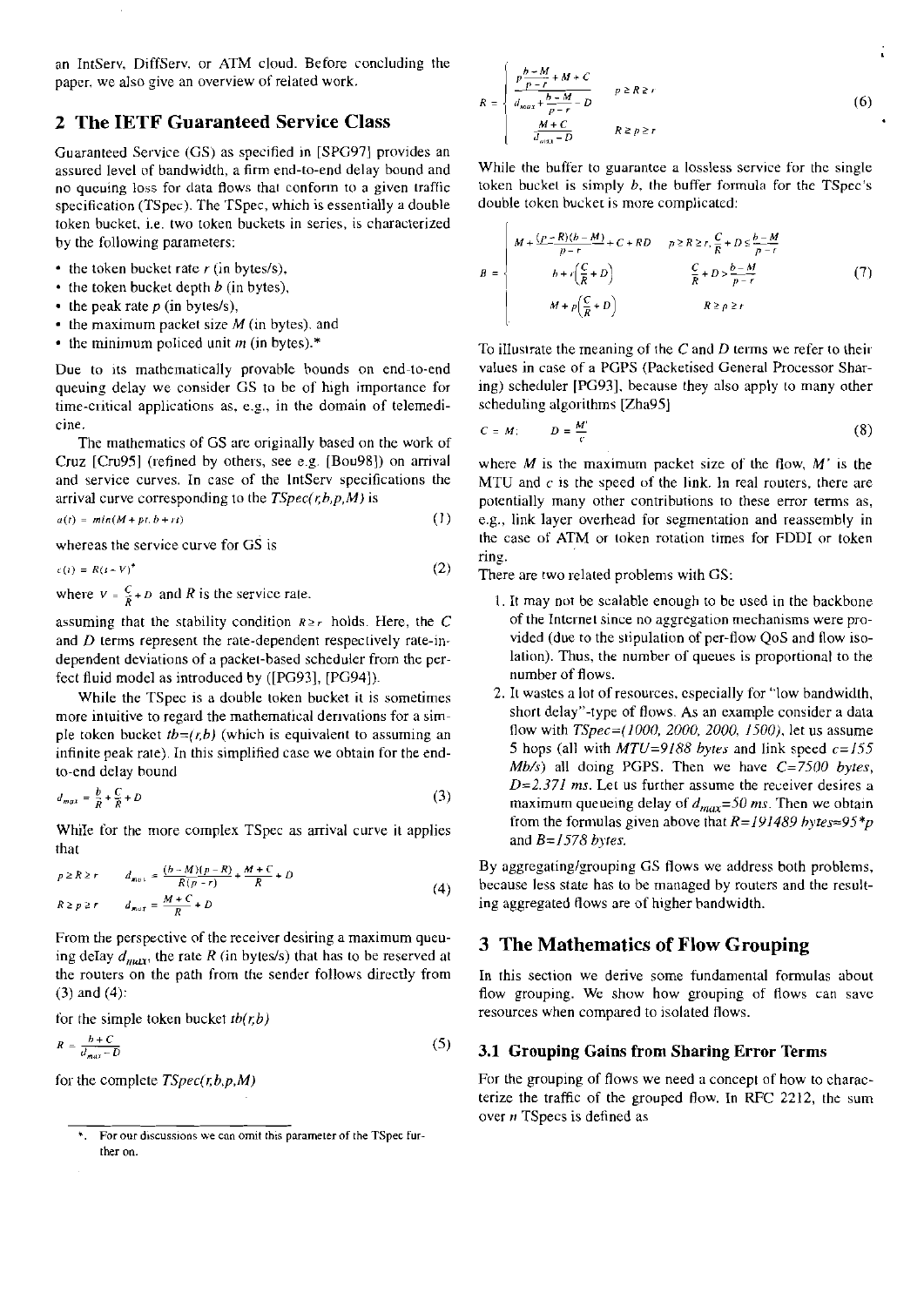an IntServ, DiffServ, or ATM cloud. Before concluding the paper, we also give an overview of related work.

## 2 The IETF Guaranteed Service Class

Guaranteed Service (GS) as specified in [SPG97] provides an assured level of bandwidth, a firm end-to-end delay bound and no queuing loss for data flows that conform to a given traffic specification (TSpec). The TSpec, which is essentially a double token bucket, i.e. two token buckets in series, is characterized by the following parameters:

- the token bucket rate $r$ (in bytes/s),
- the token bucket depth $b$ (in bytes),
- the peak rate $p$ (in bytes/s),
- the maximum packet size $M$ (in bytes), and
- the minimum policed unit $m$ (in bytes).*

Due to its mathematically provable bounds on end-to-end queuing delay we consider GS to be of high importance for time-critical applications as, e.g., in the domain of telemedicine.

The mathematics of GS are originally based on the work of Cruz [Cru95] (refined by others, see e.g. [Bou98]) on arrival and service curves. In case of the IntServ specifications the arrival curve corresponding to the *TSpec(r,b,p,M)* is

$$a(t) = min(M + pt, b + rt) \tag{1}$$

whereas the service curve for GS is

$$c(t) = R(t - V)^{+} \tag{2}$$

where $V = \frac{C}{R} + D$ and $R$ is the service rate.

assuming that the stability condition $R \geq r$ holds. Here, the $C$ and $D$ terms represent the rate-dependent respectively rate-independent deviations of a packet-based scheduler from the perfect fluid model as introduced by ([PG93], [PG94]).

While the TSpec is a double token bucket it is sometimes more intuitive to regard the mathematical derivations for a simple token bucket $tb=(r,b)$ (which is equivalent to assuming an infinite peak rate). In this simplified case we obtain for the end-to-end delay bound

$$d_{max} = \frac{b}{R} + \frac{C}{R} + D \tag{3}$$

While for the more complex TSpec as arrival curve it applies that

$$\begin{array}{lll} p \geq R \geq r & d_{max} = \frac{(b-M)(p-R)}{R(p-r)} + \frac{M+C}{R} + D \\ R \geq p \geq r & d_{max} = \frac{M+C}{R} + D \end{array} \tag{4}$$

From the perspective of the receiver desiring a maximum queuing delay $d_{max}$, the rate $R$ (in bytes/s) that has to be reserved at the routers on the path from the sender follows directly from (3) and (4):

for the simple token bucket $tb(r,b)$

$$R = \frac{b+C}{d_{max} - D} \tag{5}$$

for the complete *TSpec(r,b,p,M)*

$$R = \begin{cases} \dfrac{p\frac{b-M}{p-r} + M + C}{d_{max} + \frac{b-M}{p-r} - D} & p \geq R \geq r \\ \dfrac{M+C}{d_{max} - D} & R \geq p \geq r \end{cases} \tag{6}$$

While the buffer to guarantee a lossless service for the single token bucket is simply $b$, the buffer formula for the TSpec's double token bucket is more complicated:

$$B = \begin{cases} M + \frac{(p-R)(b-M)}{p-r} + C + RD & p \geq R \geq r, \frac{C}{R} + D \leq \frac{b-M}{p-r} \\ b + r\left(\frac{C}{R} + D\right) & \frac{C}{R} + D > \frac{b-M}{p-r} \\ M + p\left(\frac{C}{R} + D\right) & R \geq p \geq r \end{cases} \tag{7}$$

To illustrate the meaning of the $C$ and $D$ terms we refer to their values in case of a PGPS (Packetised General Processor Sharing) scheduler [PG93], because they also apply to many other scheduling algorithms [Zha95]

$$C = M; \qquad D = \frac{M'}{c} \tag{8}$$

where $M$ is the maximum packet size of the flow, $M'$ is the MTU and $c$ is the speed of the link. In real routers, there are potentially many other contributions to these error terms as, e.g., link layer overhead for segmentation and reassembly in the case of ATM or token rotation times for FDDI or token ring.

There are two related problems with GS:

1. It may not be scalable enough to be used in the backbone of the Internet since no aggregation mechanisms were provided (due to the stipulation of per-flow QoS and flow isolation). Thus, the number of queues is proportional to the number of flows.
2. It wastes a lot of resources, especially for "low bandwidth, short delay"-type of flows. As an example consider a data flow with *TSpec=(1000, 2000, 2000, 1500)*, let us assume 5 hops (all with *MTU=9188 bytes* and link speed *c=155 Mb/s*) all doing PGPS. Then we have *C=7500 bytes*, *D=2.371 ms*. Let us further assume the receiver desires a maximum queueing delay of $d_{max}$=*50 ms*. Then we obtain from the formulas given above that *R=191489 bytes≈95\*p* and *B=1578 bytes*.

By aggregating/grouping GS flows we address both problems, because less state has to be managed by routers and the resulting aggregated flows are of higher bandwidth.

## 3 The Mathematics of Flow Grouping

In this section we derive some fundamental formulas about flow grouping. We show how grouping of flows can save resources when compared to isolated flows.

### 3.1 Grouping Gains from Sharing Error Terms

For the grouping of flows we need a concept of how to characterize the traffic of the grouped flow. In RFC 2212, the sum over $n$ TSpecs is defined as

*. For our discussions we can omit this parameter of the TSpec further on.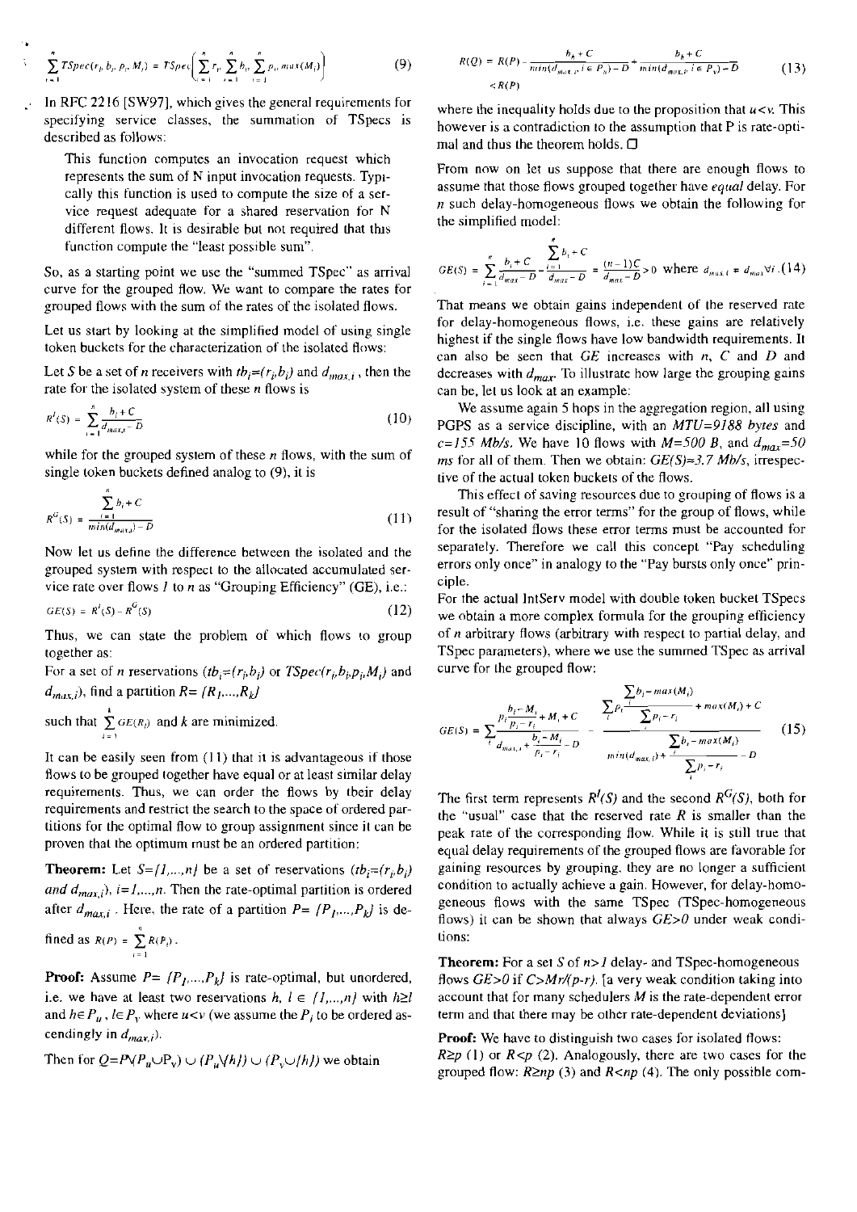$$\sum_{i=1}^{n} TSpec(r_i, b_i, p_i, M_i) = TSpec\left(\sum_{i=1}^{n} r_i, \sum_{i=1}^{n} b_i, \sum_{i=1}^{n} p_i, max(M_i)\right) \tag{9}$$

In RFC 2216 [SW97], which gives the general requirements for specifying service classes, the summation of TSpecs is described as follows:

> This function computes an invocation request which represents the sum of N input invocation requests. Typically this function is used to compute the size of a service request adequate for a shared reservation for N different flows. It is desirable but not required that this function compute the "least possible sum".

So, as a starting point we use the "summed TSpec" as arrival curve for the grouped flow. We want to compare the rates for grouped flows with the sum of the rates of the isolated flows.

Let us start by looking at the simplified model of using single token buckets for the characterization of the isolated flows:

Let $S$ be a set of $n$ receivers with $tb_i=(r_i,b_i)$ and $d_{max,i}$, then the rate for the isolated system of these $n$ flows is

$$R^I(S) = \sum_{i=1}^{n} \frac{b_i + C}{d_{max,i} - D} \tag{10}$$

while for the grouped system of these $n$ flows, with the sum of single token buckets defined analog to (9), it is

$$R^G(S) = \frac{\sum_{i=1}^{n} b_i + C}{min(d_{max,i}) - D} \tag{11}$$

Now let us define the difference between the isolated and the grouped system with respect to the allocated accumulated service rate over flows $1$ to $n$ as "Grouping Efficiency" (GE), i.e.:

$$GE(S) = R^I(S) - R^G(S) \tag{12}$$

Thus, we can state the problem of which flows to group together as:

For a set of $n$ reservations ($tb_i=(r_i,b_i)$ or $TSpec(r_i,b_i,p_i,M_i)$ and $d_{max,i}$), find a partition $R=\{R_1,...,R_k\}$

such that $\sum_{i=1}^{k} GE(R_i)$ and $k$ are minimized.

It can be easily seen from (11) that it is advantageous if those flows to be grouped together have equal or at least similar delay requirements. Thus, we can order the flows by their delay requirements and restrict the search to the space of ordered partitions for the optimal flow to group assignment since it can be proven that the optimum must be an ordered partition:

**Theorem:** Let $S=\{1,...,n\}$ be a set of reservations *($tb_i=(r_i,b_i)$ and $d_{max,i}$), $i=1,...,n$.* Then the rate-optimal partition is ordered after $d_{max,i}$. Here, the rate of a partition $P=\{P_1,...,P_k\}$ is defined as $R(P) = \sum_{i=1}^{n} R(P_i)$.

**Proof:** Assume $P=\{P_1,...,P_k\}$ is rate-optimal, but unordered, i.e. we have at least two reservations $h, l \in \{1,...,n\}$ with $h \geq l$ and $h \in P_u$, $l \in P_v$ where $u<v$ (we assume the $P_i$ to be ordered ascendingly in $d_{max,i}$).

Then for $Q=P \backslash (P_u \cup P_v) \cup (P_u \backslash \{h\}) \cup (P_v \cup \{h\})$ we obtain

$$R(Q) = R(P) - \frac{b_h + C}{min(d_{max,i}, i \in P_u) - D} + \frac{b_h + C}{min(d_{max,i}, i \in P_v) - D} < R(P) \tag{13}$$

where the inequality holds due to the proposition that $u<v$. This however is a contradiction to the assumption that P is rate-optimal and thus the theorem holds. □

From now on let us suppose that there are enough flows to assume that those flows grouped together have *equal* delay. For $n$ such delay-homogeneous flows we obtain the following for the simplified model:

$$GE(S) = \sum_{i=1}^{n} \frac{b_i + C}{d_{max} - D} - \frac{\sum_{i=1}^{n} b_i + C}{d_{max} - D} = \frac{(n-1)C}{d_{max} - D} > 0 \text{ where } d_{max,i} = d_{max} \forall i. \tag{14}$$

That means we obtain gains independent of the reserved rate for delay-homogeneous flows, i.e. these gains are relatively highest if the single flows have low bandwidth requirements. It can also be seen that $GE$ increases with $n$, $C$ and $D$ and decreases with $d_{max}$. To illustrate how large the grouping gains can be, let us look at an example:

We assume again 5 hops in the aggregation region, all using PGPS as a service discipline, with an *MTU=9188 bytes* and *c=155 Mb/s*. We have 10 flows with *M=500 B*, and *$d_{max}$=50 ms* for all of them. Then we obtain: *GE(S)≈3.7 Mb/s*, irrespective of the actual token buckets of the flows.

This effect of saving resources due to grouping of flows is a result of "sharing the error terms" for the group of flows, while for the isolated flows these error terms must be accounted for separately. Therefore we call this concept "Pay scheduling errors only once" in analogy to the "Pay bursts only once" principle.

For the actual IntServ model with double token bucket TSpecs we obtain a more complex formula for the grouping efficiency of $n$ arbitrary flows (arbitrary with respect to partial delay, and TSpec parameters), where we use the summed TSpec as arrival curve for the grouped flow:

$$GE(S) = \sum_i \frac{p_i \frac{b_i - M_i}{p_i - r_i} + M_i + C}{d_{max,i} + \frac{b_i - M_i}{p_i - r_i} - D} - \frac{\sum_i p_i \frac{\sum_i b_i - max(M_i)}{\sum_i p_i - r_i} + max(M_i) + C}{min(d_{max,i}) + \frac{\sum_i b_i - max(M_i)}{\sum_i p_i - r_i} - D} \tag{15}$$

The first term represents $R^I(S)$ and the second $R^G(S)$, both for the "usual" case that the reserved rate $R$ is smaller than the peak rate of the corresponding flow. While it is still true that equal delay requirements of the grouped flows are favorable for gaining resources by grouping, they are no longer a sufficient condition to actually achieve a gain. However, for delay-homogeneous flows with the same TSpec (TSpec-homogeneous flows) it can be shown that always $GE>0$ under weak conditions:

**Theorem:** For a set $S$ of $n>1$ delay- and TSpec-homogeneous flows $GE>0$ if $C>Mr/(p-r)$. [a very weak condition taking into account that for many schedulers $M$ is the rate-dependent error term and that there may be other rate-dependent deviations]

**Proof:** We have to distinguish two cases for isolated flows: $R \geq p$ (1) or $R<p$ (2). Analogously, there are two cases for the grouped flow: $R \geq np$ (3) and $R<np$ (4). The only possible com-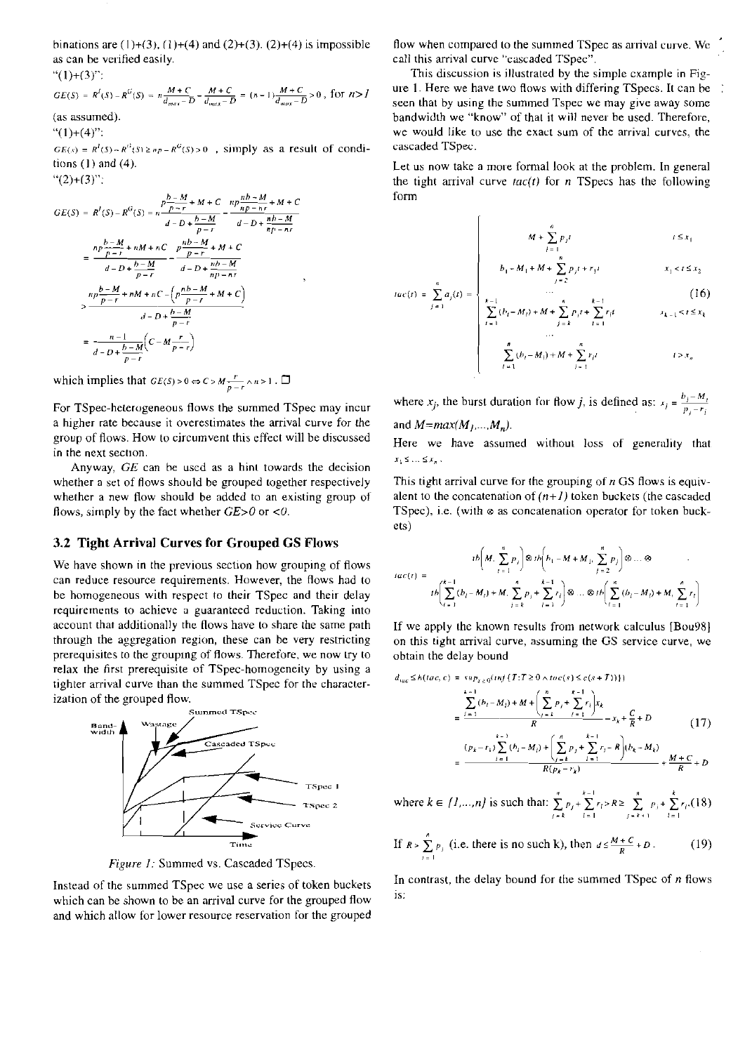binations are (1)+(3), (1)+(4) and (2)+(3). (2)+(4) is impossible as can be verified easily.

"(1)+(3)":

$$GE(S) = R^I(S) - R^G(S) = n\frac{M+C}{d_{max}-D} - \frac{M+C}{d_{max}-D} = (n-1)\frac{M+C}{d_{max}-D} > 0, \text{ for } n>1$$

(as assumed).

"(1)+(4)":

$GE(s) = R^I(S) - R^G(S) \geq np - R^G(S) > 0$ , simply as a result of conditions (1) and (4).

"(2)+(3)":

$$GE(S) = R^I(S) - R^G(S) = n\frac{p\frac{b-M}{p-r}+M+C}{d-D+\frac{b-M}{p-r}} - \frac{np\frac{nb-M}{np-nr}+M+C}{d-D+\frac{nb-M}{np-nr}}$$

$$= \frac{np\frac{b-M}{p-r}+nM+nC}{d-D+\frac{b-M}{p-r}} - \frac{p\frac{nb-M}{p-r}+M+C}{d-D+\frac{nb-M}{np-nr}}$$

$$> \frac{np\frac{b-M}{p-r}+nM+nC-\left(p\frac{nb-M}{p-r}+M+C\right)}{d-D+\frac{b-M}{p-r}}$$

$$= \frac{n-1}{d-D+\frac{b-M}{p-r}}\left(C-M\frac{r}{p-r}\right)$$

which implies that $GE(S) > 0 \Leftrightarrow C > M\frac{r}{p-r} \wedge n > 1$ . □

For TSpec-heterogeneous flows the summed TSpec may incur a higher rate because it overestimates the arrival curve for the group of flows. How to circumvent this effect will be discussed in the next section.

Anyway, $GE$ can be used as a hint towards the decision whether a set of flows should be grouped together respectively whether a new flow should be added to an existing group of flows, simply by the fact whether $GE>0$ or $<0$.

### 3.2 Tight Arrival Curves for Grouped GS Flows

We have shown in the previous section how grouping of flows can reduce resource requirements. However, the flows had to be homogeneous with respect to their TSpec and their delay requirements to achieve a guaranteed reduction. Taking into account that additionally the flows have to share the same path through the aggregation region, these can be very restricting prerequisites to the grouping of flows. Therefore, we now try to relax the first prerequisite of TSpec-homogeneity by using a tighter arrival curve than the summed TSpec for the characterization of the grouped flow.

*Figure 1:* Summed vs. Cascaded TSpecs.

Instead of the summed TSpec we use a series of token buckets which can be shown to be an arrival curve for the grouped flow and which allow for lower resource reservation for the grouped flow when compared to the summed TSpec as arrival curve. We call this arrival curve "cascaded TSpec".

This discussion is illustrated by the simple example in Figure 1. Here we have two flows with differing TSpecs. It can be seen that by using the summed Tspec we may give away some bandwidth we "know" of that it will never be used. Therefore, we would like to use the exact sum of the arrival curves, the cascaded TSpec.

Let us now take a more formal look at the problem. In general the tight arrival curve $tac(t)$ for $n$ TSpecs has the following form

$$tac(t) = \sum_{j=1}^{n} a_j(t) = \begin{cases} M + \sum_{i=1}^{n} p_i t & t \leq x_1 \\ b_1 - M_1 + M + \sum_{j=2}^{n} p_j t + r_1 t & x_1 < t \leq x_2 \\ \dots & \\ \sum_{l=1}^{k-1}(b_l - M_l) + M + \sum_{j=k}^{n} p_j t + \sum_{l=1}^{k-1} r_l t & x_{k-1} < t \leq x_k \\ \dots & \\ \sum_{l=1}^{n}(b_l - M_l) + M + \sum_{l=1}^{n} r_l t & t > x_n \end{cases} \quad (16)$$

where $x_j$, the burst duration for flow $j$, is defined as: $x_j = \frac{b_j - M_j}{p_j - r_j}$ and $M = max(M_1, \dots, M_n)$.

Here we have assumed without loss of generality that $x_1 \leq \dots \leq x_n$.

This tight arrival curve for the grouping of $n$ GS flows is equivalent to the concatenation of $(n+1)$ token buckets (the cascaded TSpec), i.e. (with $\otimes$ as concatenation operator for token buckets)

$$tac(t) = tb\left(M, \sum_{i=1}^{n} p_i\right) \otimes tb\left(b_1 - M + M_1, \sum_{j=2}^{n} p_j\right) \otimes \dots \otimes$$
$$tb\left(\sum_{l=1}^{k-1}(b_l - M_l) + M, \sum_{j=k}^{n} p_j + \sum_{l=1}^{k-1} r_l\right) \otimes \dots \otimes tb\left(\sum_{l=1}^{n}(b_l - M_l) + M, \sum_{l=1}^{n} r_l\right)$$

If we apply the known results from network calculus [Bou98] on this tight arrival curve, assuming the GS service curve, we obtain the delay bound

$$d_{tac} \leq h(tac, c) = sup_{s \geq 0}(inf\{T : T \geq 0 \wedge tac(s) \leq c(s+T)\})$$

$$= \frac{\sum_{l=1}^{k-1}(b_l - M_l) + M + \left(\sum_{j=k}^{n} p_j + \sum_{l=1}^{k-1} r_l\right)x_k}{R} - x_k + \frac{C}{R} + D \quad (17)$$

$$= \frac{(p_k - r_k)\sum_{l=1}^{k-1}(b_l - M_l) + \left(\sum_{j=k}^{n} p_j + \sum_{l=1}^{k-1} r_l - R\right)(b_k - M_k)}{R(p_k - r_k)} + \frac{M+C}{R} + D$$

where $k \in \{1, \dots, n\}$ is such that: $\sum_{j=k}^{n} p_j + \sum_{l=1}^{k-1} r_l > R \geq \sum_{j=k+1}^{n} p_j + \sum_{l=1}^{k} r_l$. (18)

If $R > \sum_{j=1}^{n} p_j$ (i.e. there is no such k), then $d \leq \frac{M+C}{R} + D$. (19)

In contrast, the delay bound for the summed TSpec of $n$ flows is: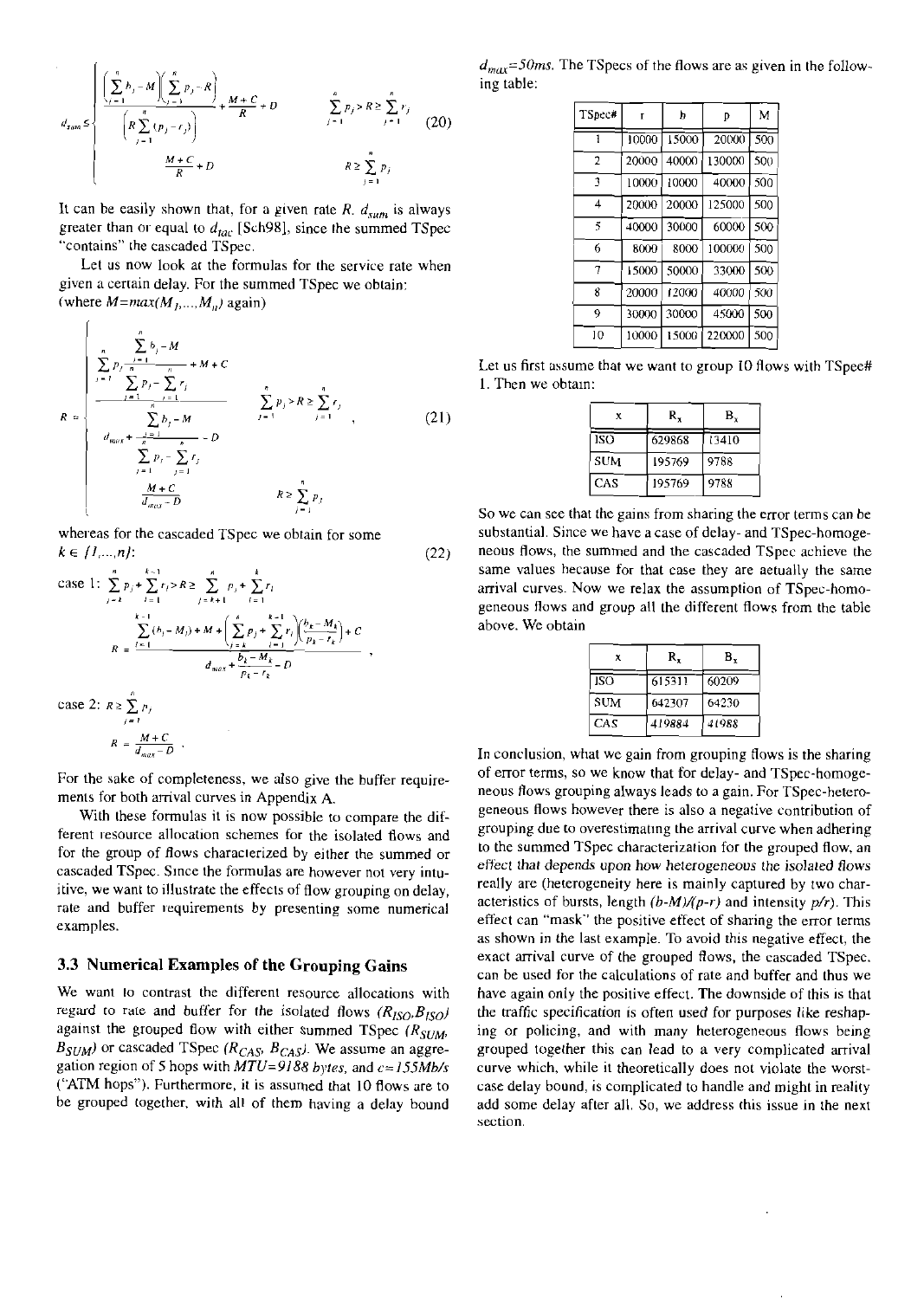$$d_{sum} \le \begin{cases} \dfrac{\left(\sum_{j=1}^{n} b_j - M\right)\left(\sum_{j=1}^{n} p_j - R\right)}{\left(R\sum_{j=1}^{n}(p_j - r_j)\right)} + \dfrac{M+C}{R} + D & \sum_{j=1}^{n} p_j > R \ge \sum_{j=1}^{n} r_j \\ \dfrac{M+C}{R} + D & R \ge \sum_{j=1}^{n} p_j \end{cases} \quad (20)$$

It can be easily shown that, for a given rate $R$, $d_{sum}$ is always greater than or equal to $d_{tac}$ [Sch98], since the summed TSpec "contains" the cascaded TSpec.

Let us now look at the formulas for the service rate when given a certain delay. For the summed TSpec we obtain: (where $M=max(M_1,...,M_n)$ again)

$$R = \begin{cases} \dfrac{\sum_{j=1}^{n} p_j \dfrac{\sum_{j=1}^{n} b_j - M}{\sum_{j=1}^{n} p_j - \sum_{j=1}^{n} r_j} + M + C}{d_{max} + \dfrac{\sum_{j=1}^{n} b_j - M}{\sum_{j=1}^{n} p_j - \sum_{j=1}^{n} r_j} - D} & \sum_{j=1}^{n} p_j > R \ge \sum_{j=1}^{n} r_j \\ \dfrac{M+C}{d_{max} - D} & R \ge \sum_{j=1}^{n} p_j \end{cases} \quad (21)$$

whereas for the cascaded TSpec we obtain for some $k \in \{1,...,n\}$: (22)

case 1: $\sum_{j=k}^{n} p_j + \sum_{l=1}^{k-1} r_l > R \ge \sum_{j=k+1}^{n} p_j + \sum_{l=1}^{k} r_l$

$$R = \frac{\sum_{l=1}^{k-1}(b_l - M_l) + M + \left(\sum_{j=k}^{n} p_j + \sum_{l=1}^{k-1} r_l\right)\left(\frac{b_k - M_k}{p_k - r_k}\right) + C}{d_{max} + \frac{b_k - M_k}{p_k - r_k} - D},$$

case 2: $R \ge \sum_{j=1}^{n} p_j$

$$R = \frac{M+C}{d_{max} - D}.$$

For the sake of completeness, we also give the buffer requirements for both arrival curves in Appendix A.

With these formulas it is now possible to compare the different resource allocation schemes for the isolated flows and for the group of flows characterized by either the summed or cascaded TSpec. Since the formulas are however not very intuitive, we want to illustrate the effects of flow grouping on delay, rate and buffer requirements by presenting some numerical examples.

### 3.3 Numerical Examples of the Grouping Gains

We want to contrast the different resource allocations with regard to rate and buffer for the isolated flows $(R_{ISO}, B_{ISO})$ against the grouped flow with either summed TSpec $(R_{SUM}, B_{SUM})$ or cascaded TSpec $(R_{CAS}, B_{CAS})$. We assume an aggregation region of 5 hops with $MTU=9188$ *bytes*, and $c=155Mb/s$ ("ATM hops"). Furthermore, it is assumed that 10 flows are to be grouped together, with all of them having a delay bound $d_{max}=50ms$. The TSpecs of the flows are as given in the following table:

| TSpec# | r | b | p | M |
|---|---|---|---|---|
| 1 | 10000 | 15000 | 20000 | 500 |
| 2 | 20000 | 40000 | 130000 | 500 |
| 3 | 10000 | 10000 | 40000 | 500 |
| 4 | 20000 | 20000 | 125000 | 500 |
| 5 | 40000 | 30000 | 60000 | 500 |
| 6 | 8000 | 8000 | 100000 | 500 |
| 7 | 15000 | 50000 | 33000 | 500 |
| 8 | 20000 | 12000 | 40000 | 500 |
| 9 | 30000 | 30000 | 45000 | 500 |
| 10 | 10000 | 15000 | 220000 | 500 |

Let us first assume that we want to group 10 flows with TSpec# 1. Then we obtain:

| x | $R_x$ | $B_x$ |
|---|---|---|
| ISO | 629868 | 13410 |
| SUM | 195769 | 9788 |
| CAS | 195769 | 9788 |

So we can see that the gains from sharing the error terms can be substantial. Since we have a case of delay- and TSpec-homogeneous flows, the summed and the cascaded TSpec achieve the same values because for that case they are actually the same arrival curves. Now we relax the assumption of TSpec-homogeneous flows and group all the different flows from the table above. We obtain

| x | $R_x$ | $B_x$ |
|---|---|---|
| ISO | 615311 | 60209 |
| SUM | 642307 | 64230 |
| CAS | 419884 | 41988 |

In conclusion, what we gain from grouping flows is the sharing of error terms, so we know that for delay- and TSpec-homogeneous flows grouping always leads to a gain. For TSpec-heterogeneous flows however there is also a negative contribution of grouping due to overestimating the arrival curve when adhering to the summed TSpec characterization for the grouped flow, an effect that depends upon how heterogeneous the isolated flows really are (heterogeneity here is mainly captured by two characteristics of bursts, length $(b-M)/(p-r)$ and intensity $p/r$). This effect can "mask" the positive effect of sharing the error terms as shown in the last example. To avoid this negative effect, the exact arrival curve of the grouped flows, the cascaded TSpec, can be used for the calculations of rate and buffer and thus we have again only the positive effect. The downside of this is that the traffic specification is often used for purposes like reshaping or policing, and with many heterogeneous flows being grouped together this can lead to a very complicated arrival curve which, while it theoretically does not violate the worst-case delay bound, is complicated to handle and might in reality add some delay after all. So, we address this issue in the next section.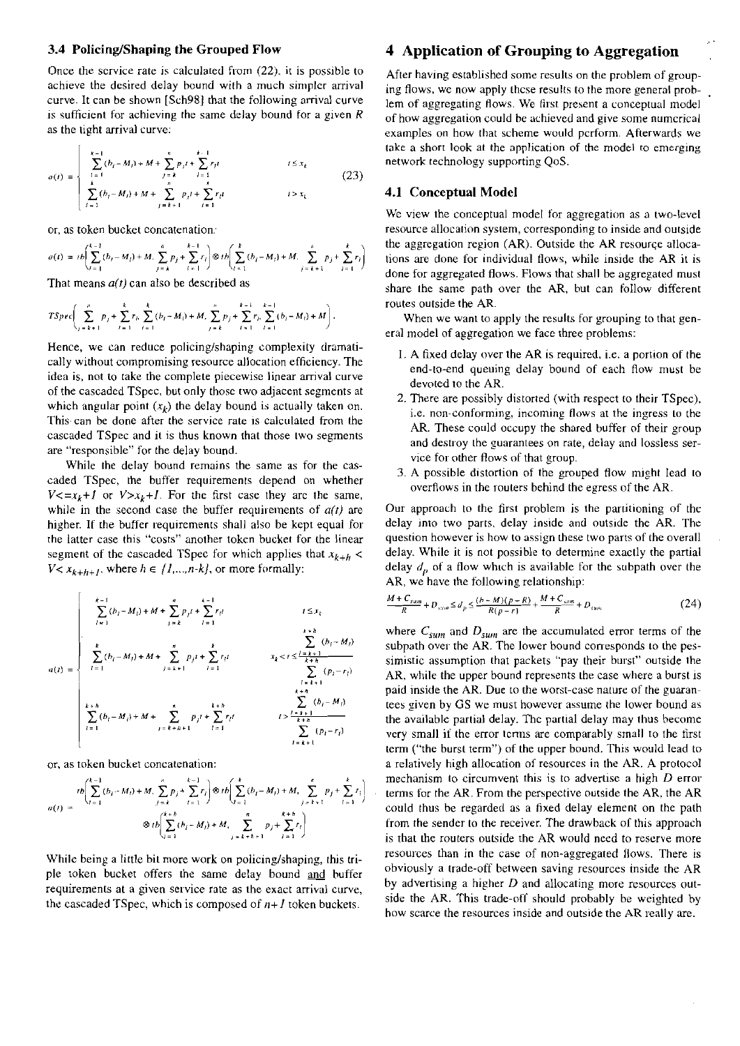### 3.4 Policing/Shaping the Grouped Flow

Once the service rate is calculated from (22), it is possible to achieve the desired delay bound with a much simpler arrival curve. It can be shown [Sch98] that the following arrival curve is sufficient for achieving the same delay bound for a given $R$ as the tight arrival curve:

$$a(t) = \begin{cases} \sum_{i=1}^{k-1}(b_i - M_i) + M + \sum_{j=k}^{n} p_j t + \sum_{i=1}^{k-1} r_i t & t \le x_k \\ \sum_{i=1}^{k}(b_i - M_i) + M + \sum_{j=k+1}^{n} p_j t + \sum_{i=1}^{k} r_i t & t > x_k \end{cases} \tag{23}$$

or, as token bucket concatenation:

$$a(t) = tb\left(\sum_{i=1}^{k-1}(b_i - M_i) + M, \sum_{j=k}^{n} p_j + \sum_{i=1}^{k-1} r_i\right) \otimes tb\left(\sum_{i=1}^{k}(b_i - M_i) + M, \sum_{j=k+1}^{n} p_j + \sum_{i=1}^{k} r_i\right)$$

That means $a(t)$ can also be described as

$$TSpec\left(\sum_{j=k+1}^{n} p_j + \sum_{i=1}^{k} r_i, \sum_{i=1}^{k}(b_i - M_i) + M, \sum_{j=k}^{n} p_j + \sum_{i=1}^{k-1} r_i, \sum_{i=1}^{k-1}(b_i - M_i) + M\right).$$

Hence, we can reduce policing/shaping complexity dramatically without compromising resource allocation efficiency. The idea is, not to take the complete piecewise linear arrival curve of the cascaded TSpec, but only those two adjacent segments at which angular point ($x_k$) the delay bound is actually taken on. This can be done after the service rate is calculated from the cascaded TSpec and it is thus known that those two segments are "responsible" for the delay bound.

While the delay bound remains the same as for the cascaded TSpec, the buffer requirements depend on whether $V <= x_k + l$ or $V > x_k + l$. For the first case they are the same, while in the second case the buffer requirements of $a(t)$ are higher. If the buffer requirements shall also be kept equal for the latter case this "costs" another token bucket for the linear segment of the cascaded TSpec for which applies that $x_{k+h} < V < x_{k+h+1}$, where $h \in \{1,...,n-k\}$, or more formally:

$$a(t) = \begin{cases} \sum_{i=1}^{k-1}(b_i - M_i) + M + \sum_{j=k}^{n} p_j t + \sum_{i=1}^{k-1} r_i t & t \le x_k \\ \sum_{i=1}^{k}(b_i - M_i) + M + \sum_{j=k+1}^{n} p_j t + \sum_{i=1}^{k} r_i t & x_k < t \le \dfrac{\sum_{l=k+1}^{k+h}(b_l - M_l)}{\sum_{l=k+1}^{k+h}(p_l - r_l)} \\ \sum_{i=1}^{k+h}(b_i - M_i) + M + \sum_{j=k+h+1}^{n} p_j t + \sum_{i=1}^{k+h} r_i t & t > \dfrac{\sum_{l=k+1}^{k+h}(b_l - M_l)}{\sum_{l=k+1}^{k+h}(p_l - r_l)} \end{cases}$$

or, as token bucket concatenation:

$$a(t) = tb\left(\sum_{i=1}^{k-1}(b_i - M_i) + M, \sum_{j=k}^{n} p_j + \sum_{i=1}^{k-1} r_i\right) \otimes tb\left(\sum_{i=1}^{k}(b_i - M_i) + M, \sum_{j=k+1}^{n} p_j + \sum_{i=1}^{k} r_i\right) \otimes tb\left(\sum_{i=1}^{k+h}(b_i - M_i) + M, \sum_{j=k+h+1}^{n} p_j + \sum_{i=1}^{k+h} r_i\right)$$

While being a little bit more work on policing/shaping, this triple token bucket offers the same delay bound and buffer requirements at a given service rate as the exact arrival curve, the cascaded TSpec, which is composed of $n+1$ token buckets.

## 4 Application of Grouping to Aggregation

After having established some results on the problem of grouping flows, we now apply these results to the more general problem of aggregating flows. We first present a conceptual model of how aggregation could be achieved and give some numerical examples on how that scheme would perform. Afterwards we take a short look at the application of the model to emerging network technology supporting QoS.

### 4.1 Conceptual Model

We view the conceptual model for aggregation as a two-level resource allocation system, corresponding to inside and outside the aggregation region (AR). Outside the AR resource allocations are done for individual flows, while inside the AR it is done for aggregated flows. Flows that shall be aggregated must share the same path over the AR, but can follow different routes outside the AR.

When we want to apply the results for grouping to that general model of aggregation we face three problems:

1. A fixed delay over the AR is required, i.e. a portion of the end-to-end queuing delay bound of each flow must be devoted to the AR.
2. There are possibly distorted (with respect to their TSpec), i.e. non-conforming, incoming flows at the ingress to the AR. These could occupy the shared buffer of their group and destroy the guarantees on rate, delay and lossless service for other flows of that group.
3. A possible distortion of the grouped flow might lead to overflows in the routers behind the egress of the AR.

Our approach to the first problem is the partitioning of the delay into two parts, delay inside and outside the AR. The question however is how to assign these two parts of the overall delay. While it is not possible to determine exactly the partial delay $d_p$ of a flow which is available for the subpath over the AR, we have the following relationship:

$$\frac{M + C_{sum}}{R} + D_{sum} \le d_p \le \frac{(b-M)(p-R)}{R(p-r)} + \frac{M + C_{sum}}{R} + D_{sum} \tag{24}$$

where $C_{sum}$ and $D_{sum}$ are the accumulated error terms of the subpath over the AR. The lower bound corresponds to the pessimistic assumption that packets "pay their burst" outside the AR, while the upper bound represents the case where a burst is paid inside the AR. Due to the worst-case nature of the guarantees given by GS we must however assume the lower bound as the available partial delay. The partial delay may thus become very small if the error terms are comparably small to the first term ("the burst term") of the upper bound. This would lead to a relatively high allocation of resources in the AR. A protocol mechanism to circumvent this is to advertise a high $D$ error terms for the AR. From the perspective outside the AR, the AR could thus be regarded as a fixed delay element on the path from the sender to the receiver. The drawback of this approach is that the routers outside the AR would need to reserve more resources than in the case of non-aggregated flows. There is obviously a trade-off between saving resources inside the AR by advertising a higher $D$ and allocating more resources outside the AR. This trade-off should probably be weighted by how scarce the resources inside and outside the AR really are.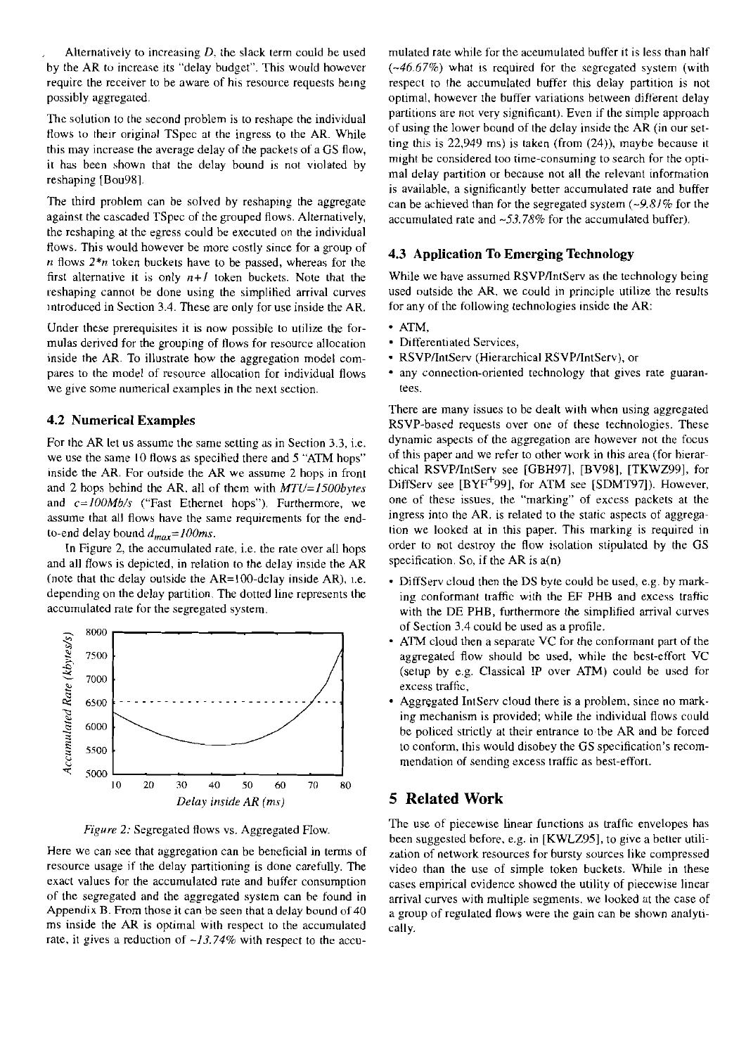Alternatively to increasing $D$, the slack term could be used by the AR to increase its "delay budget". This would however require the receiver to be aware of his resource requests being possibly aggregated.

The solution to the second problem is to reshape the individual flows to their original TSpec at the ingress to the AR. While this may increase the average delay of the packets of a GS flow, it has been shown that the delay bound is not violated by reshaping [Bou98].

The third problem can be solved by reshaping the aggregate against the cascaded TSpec of the grouped flows. Alternatively, the reshaping at the egress could be executed on the individual flows. This would however be more costly since for a group of $n$ flows $2*n$ token buckets have to be passed, whereas for the first alternative it is only $n+1$ token buckets. Note that the reshaping cannot be done using the simplified arrival curves introduced in Section 3.4. These are only for use inside the AR.

Under these prerequisites it is now possible to utilize the formulas derived for the grouping of flows for resource allocation inside the AR. To illustrate how the aggregation model compares to the model of resource allocation for individual flows we give some numerical examples in the next section.

### 4.2 Numerical Examples

For the AR let us assume the same setting as in Section 3.3, i.e. we use the same 10 flows as specified there and 5 "ATM hops" inside the AR. For outside the AR we assume 2 hops in front and 2 hops behind the AR, all of them with $MTU=1500bytes$ and $c=100Mb/s$ ("Fast Ethernet hops"). Furthermore, we assume that all flows have the same requirements for the end-to-end delay bound $d_{max}=100ms$.

In Figure 2, the accumulated rate, i.e. the rate over all hops and all flows is depicted, in relation to the delay inside the AR (note that the delay outside the AR=100-delay inside AR), i.e. depending on the delay partition. The dotted line represents the accumulated rate for the segregated system.

*Figure 2:* Segregated flows vs. Aggregated Flow.

Here we can see that aggregation can be beneficial in terms of resource usage if the delay partitioning is done carefully. The exact values for the accumulated rate and buffer consumption of the segregated and the aggregated system can be found in Appendix B. From those it can be seen that a delay bound of 40 ms inside the AR is optimal with respect to the accumulated rate, it gives a reduction of *~13.74%* with respect to the accumulated rate while for the accumulated buffer it is less than half (*~46.67%*) what is required for the segregated system (with respect to the accumulated buffer this delay partition is not optimal, however the buffer variations between different delay partitions are not very significant). Even if the simple approach of using the lower bound of the delay inside the AR (in our setting this is 22,949 ms) is taken (from (24)), maybe because it might be considered too time-consuming to search for the optimal delay partition or because not all the relevant information is available, a significantly better accumulated rate and buffer can be achieved than for the segregated system (*~9.81%* for the accumulated rate and *~53.78%* for the accumulated buffer).

### 4.3 Application To Emerging Technology

While we have assumed RSVP/IntServ as the technology being used outside the AR, we could in principle utilize the results for any of the following technologies inside the AR:

- ATM,
- Differentiated Services,
- RSVP/IntServ (Hierarchical RSVP/IntServ), or
- any connection-oriented technology that gives rate guarantees.

There are many issues to be dealt with when using aggregated RSVP-based requests over one of these technologies. These dynamic aspects of the aggregation are however not the focus of this paper and we refer to other work in this area (for hierarchical RSVP/IntServ see [GBH97], [BV98], [TKWZ99], for DiffServ see [BYF+99], for ATM see [SDMT97]). However, one of these issues, the "marking" of excess packets at the ingress into the AR, is related to the static aspects of aggregation we looked at in this paper. This marking is required in order to not destroy the flow isolation stipulated by the GS specification. So, if the AR is a(n)

- DiffServ cloud then the DS byte could be used, e.g. by marking conformant traffic with the EF PHB and excess traffic with the DE PHB, furthermore the simplified arrival curves of Section 3.4 could be used as a profile.
- ATM cloud then a separate VC for the conformant part of the aggregated flow should be used, while the best-effort VC (setup by e.g. Classical IP over ATM) could be used for excess traffic,
- Aggregated IntServ cloud there is a problem, since no marking mechanism is provided; while the individual flows could be policed strictly at their entrance to the AR and be forced to conform, this would disobey the GS specification's recommendation of sending excess traffic as best-effort.

## 5 Related Work

The use of piecewise linear functions as traffic envelopes has been suggested before, e.g. in [KWLZ95], to give a better utilization of network resources for bursty sources like compressed video than the use of simple token buckets. While in these cases empirical evidence showed the utility of piecewise linear arrival curves with multiple segments, we looked at the case of a group of regulated flows were the gain can be shown analytically.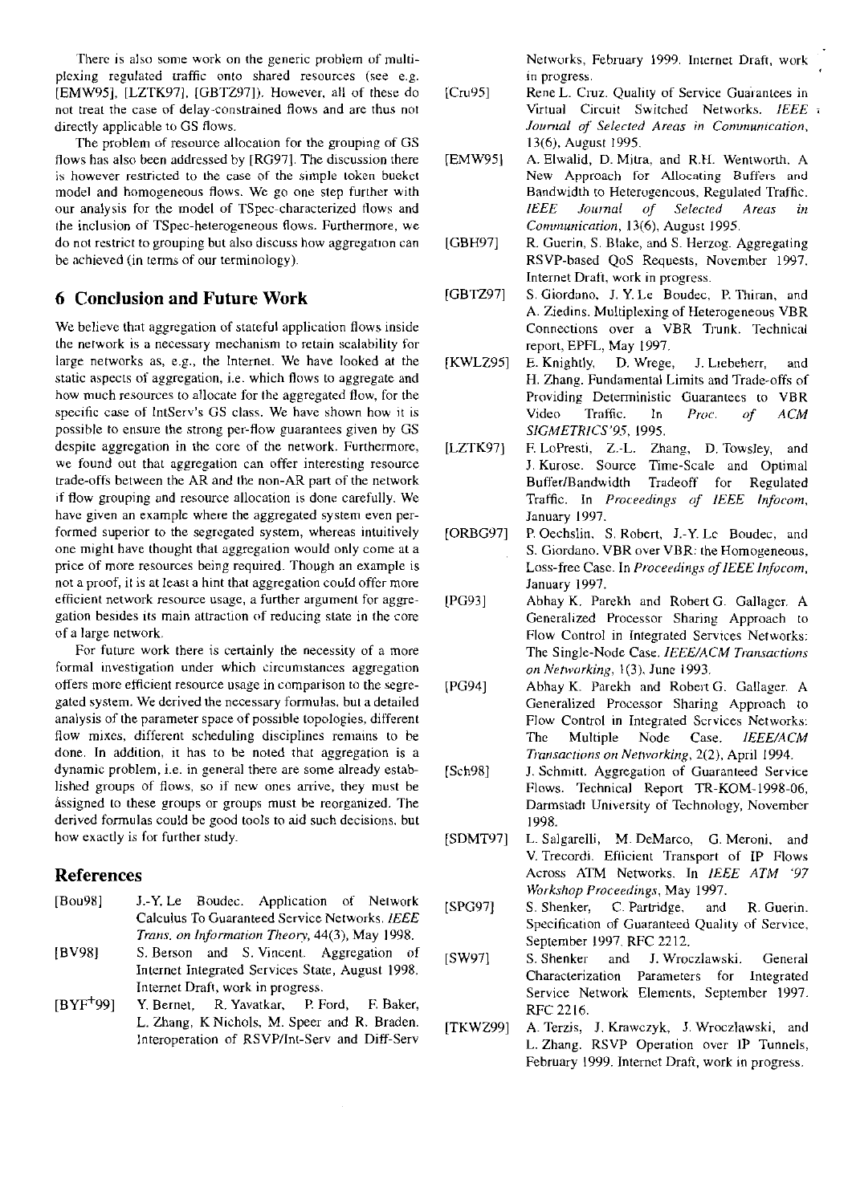There is also some work on the generic problem of multiplexing regulated traffic onto shared resources (see e.g. [EMW95], [LZTK97], [GBTZ97]). However, all of these do not treat the case of delay-constrained flows and are thus not directly applicable to GS flows.

The problem of resource allocation for the grouping of GS flows has also been addressed by [RG97]. The discussion there is however restricted to the case of the simple token bucket model and homogeneous flows. We go one step further with our analysis for the model of TSpec-characterized flows and the inclusion of TSpec-heterogeneous flows. Furthermore, we do not restrict to grouping but also discuss how aggregation can be achieved (in terms of our terminology).

## 6 Conclusion and Future Work

We believe that aggregation of stateful application flows inside the network is a necessary mechanism to retain scalability for large networks as, e.g., the Internet. We have looked at the static aspects of aggregation, i.e. which flows to aggregate and how much resources to allocate for the aggregated flow, for the specific case of IntServ's GS class. We have shown how it is possible to ensure the strong per-flow guarantees given by GS despite aggregation in the core of the network. Furthermore, we found out that aggregation can offer interesting resource trade-offs between the AR and the non-AR part of the network if flow grouping and resource allocation is done carefully. We have given an example where the aggregated system even performed superior to the segregated system, whereas intuitively one might have thought that aggregation would only come at a price of more resources being required. Though an example is not a proof, it is at least a hint that aggregation could offer more efficient network resource usage, a further argument for aggregation besides its main attraction of reducing state in the core of a large network.

For future work there is certainly the necessity of a more formal investigation under which circumstances aggregation offers more efficient resource usage in comparison to the segregated system. We derived the necessary formulas, but a detailed analysis of the parameter space of possible topologies, different flow mixes, different scheduling disciplines remains to be done. In addition, it has to be noted that aggregation is a dynamic problem, i.e. in general there are some already established groups of flows, so if new ones arrive, they must be assigned to these groups or groups must be reorganized. The derived formulas could be good tools to aid such decisions, but how exactly is for further study.

## References

[Bou98] J.-Y. Le Boudec. Application of Network Calculus To Guaranteed Service Networks. *IEEE Trans. on Information Theory*, 44(3), May 1998.

[BV98] S. Berson and S. Vincent. Aggregation of Internet Integrated Services State, August 1998. Internet Draft, work in progress.

[BYF+99] Y. Bernet, R. Yavatkar, P. Ford, F. Baker, L. Zhang, K Nichols, M. Speer and R. Braden. Interoperation of RSVP/Int-Serv and Diff-Serv Networks, February 1999. Internet Draft, work in progress.

[Cru95] Rene L. Cruz. Quality of Service Guarantees in Virtual Circuit Switched Networks. *IEEE Journal of Selected Areas in Communication*, 13(6), August 1995.

[EMW95] A. Elwalid, D. Mitra, and R.H. Wentworth. A New Approach for Allocating Buffers and Bandwidth to Heterogeneous, Regulated Traffic. *IEEE Journal of Selected Areas in Communication*, 13(6), August 1995.

[GBH97] R. Guerin, S. Blake, and S. Herzog. Aggregating RSVP-based QoS Requests, November 1997. Internet Draft, work in progress.

[GBTZ97] S. Giordano, J. Y. Le Boudec, P. Thiran, and A. Ziedins. Multiplexing of Heterogeneous VBR Connections over a VBR Trunk. Technical report, EPFL, May 1997.

[KWLZ95] E. Knightly, D. Wrege, J. Liebeherr, and H. Zhang. Fundamental Limits and Trade-offs of Providing Deterministic Guarantees to VBR Video Traffic. In *Proc. of ACM SIGMETRICS'95*, 1995.

[LZTK97] F. LoPresti, Z.-L. Zhang, D. Towsley, and J. Kurose. Source Time-Scale and Optimal Buffer/Bandwidth Tradeoff for Regulated Traffic. In *Proceedings of IEEE Infocom*, January 1997.

[ORBG97] P. Oechslin, S. Robert, J.-Y. Le Boudec, and S. Giordano. VBR over VBR: the Homogeneous, Loss-free Case. In *Proceedings of IEEE Infocom*, January 1997.

[PG93] Abhay K. Parekh and Robert G. Gallager. A Generalized Processor Sharing Approach to Flow Control in Integrated Services Networks: The Single-Node Case. *IEEE/ACM Transactions on Networking*, 1(3), June 1993.

[PG94] Abhay K. Parekh and Robert G. Gallager. A Generalized Processor Sharing Approach to Flow Control in Integrated Services Networks: The Multiple Node Case. *IEEE/ACM Transactions on Networking*, 2(2), April 1994.

[Sch98] J. Schmitt. Aggregation of Guaranteed Service Flows. Technical Report TR-KOM-1998-06, Darmstadt University of Technology, November 1998.

[SDMT97] L. Salgarelli, M. DeMarco, G. Meroni, and V. Trecordi. Efficient Transport of IP Flows Across ATM Networks. In *IEEE ATM '97 Workshop Proceedings*, May 1997.

[SPG97] S. Shenker, C. Partridge, and R. Guerin. Specification of Guaranteed Quality of Service, September 1997. RFC 2212.

[SW97] S. Shenker and J. Wroczlawski. General Characterization Parameters for Integrated Service Network Elements, September 1997. RFC 2216.

[TKWZ99] A. Terzis, J. Krawczyk, J. Wroczlawski, and L. Zhang. RSVP Operation over IP Tunnels, February 1999. Internet Draft, work in progress.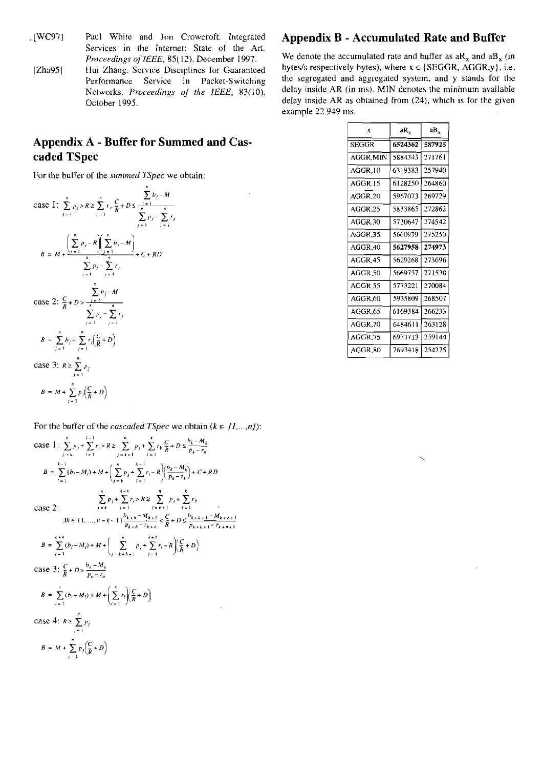[WC97] Paul White and Jon Crowcroft. Integrated Services in the Internet: State of the Art. *Proceedings of IEEE*, 85(12), December 1997.

[Zha95] Hui Zhang. Service Disciplines for Guaranteed Performance Service in Packet-Switching Networks. *Proceedings of the IEEE*, 83(10), October 1995.

## Appendix A - Buffer for Summed and Cascaded TSpec

For the buffer of the *summed TSpec* we obtain:

case I: $\sum_{j=1}^{n} p_j > R \geq \sum_{j=1}^{n} r_j, \frac{C}{R} + D \leq \frac{\sum_{j=1}^{n} b_j - M}{\sum_{j=1}^{n} p_j - \sum_{j=1}^{n} r_j}$

$$B = M + \frac{\left(\sum_{j=1}^{n} p_j - R\right)\left(\sum_{j=1}^{n} b_j - M\right)}{\sum_{j=1}^{n} p_j - \sum_{j=1}^{n} r_j} + C + RD$$

case 2: $\frac{C}{R} + D > \frac{\sum_{j=1}^{n} b_j - M}{\sum_{j=1}^{n} p_j - \sum_{j=1}^{n} r_j}$

$$B = \sum_{j=1}^{n} b_j + \sum_{j=1}^{n} r_j\left(\frac{C}{R} + D\right)$$

case 3: $R \geq \sum_{j=1}^{n} p_j$

$$B = M + \sum_{j=1}^{n} p_j\left(\frac{C}{R} + D\right)$$

For the buffer of the *cascaded TSpec* we obtain ($k \in \{1,...,n\}$):

case 1: $\sum_{j=k}^{n} p_j + \sum_{l=1}^{k-1} r_l > R \geq \sum_{j=k+1}^{n} p_j + \sum_{l=1}^{k} r_l, \frac{C}{R} + D \leq \frac{b_k - M_k}{p_k - r_k}$

$$B = \sum_{l=1}^{k-1} (b_l - M_l) + M + \left(\sum_{j=k}^{n} p_j + \sum_{l=1}^{k-1} r_l - R\right)\left(\frac{b_k - M_k}{p_k - r_k}\right) + C + RD$$

case 2: $\sum_{j=k}^{n} p_j + \sum_{l=1}^{k-1} r_l > R \geq \sum_{j=k+1}^{n} p_j + \sum_{l=1}^{k} r_l$

$\exists h \in \{1, ..., n-k-1\} \frac{b_{k+h} - M_{k+h}}{p_{k+h} - r_{k+h}} < \frac{C}{R} + D \leq \frac{b_{k+h+1} - M_{k+h+1}}{p_{k+h+1} - r_{k+h+1}}$

$$B = \sum_{l=1}^{k+h} (b_l - M_l) + M + \left(\sum_{j=k+h+1}^{n} p_j + \sum_{l=1}^{k+h} r_l - R\right)\left(\frac{C}{R} + D\right)$$

case 3: $\frac{C}{R} + D > \frac{b_n - M_n}{p_n - r_n}$

$$B = \sum_{l=1}^{n} (b_l - M_l) + M + \left(\sum_{l=1}^{n} r_l\right)\left(\frac{C}{R} + D\right)$$

case 4: $R \geq \sum_{j=1}^{n} p_j$

$$B = M + \sum_{j=1}^{n} p_j\left(\frac{C}{R} + D\right)$$

## Appendix B - Accumulated Rate and Buffer

We denote the accumulated rate and buffer as $aR_x$ and $aB_x$ (in bytes/s respectively bytes), where $x \in \{SEGGR, AGGR,y\}$, i.e. the segregated and aggregated system, and y stands for the delay inside AR (in ms). MIN denotes the minimum available delay inside AR as obtained from (24), which is for the given example 22.949 ms.

| x | $aR_x$ | $aB_x$ |
|---|---|---|
| SEGGR | **6524362** | **587925** |
| AGGR,MIN | 5884343 | 271761 |
| AGGR,10 | 6319383 | 257940 |
| AGGR,15 | 6128250 | 264860 |
| AGGR,20 | 5967073 | 269729 |
| AGGR,25 | 5833865 | 272862 |
| AGGR,30 | 5730647 | 274542 |
| AGGR,35 | 5660979 | 275250 |
| AGGR,40 | **5627958** | **274973** |
| AGGR,45 | 5629268 | 273696 |
| AGGR,50 | 5669737 | 271530 |
| AGGR,55 | 5773221 | 270084 |
| AGGR,60 | 5935809 | 268507 |
| AGGR,65 | 6169384 | 266233 |
| AGGR,70 | 6484611 | 263128 |
| AGGR,75 | 6933713 | 259144 |
| AGGR,80 | 7693418 | 254275 |